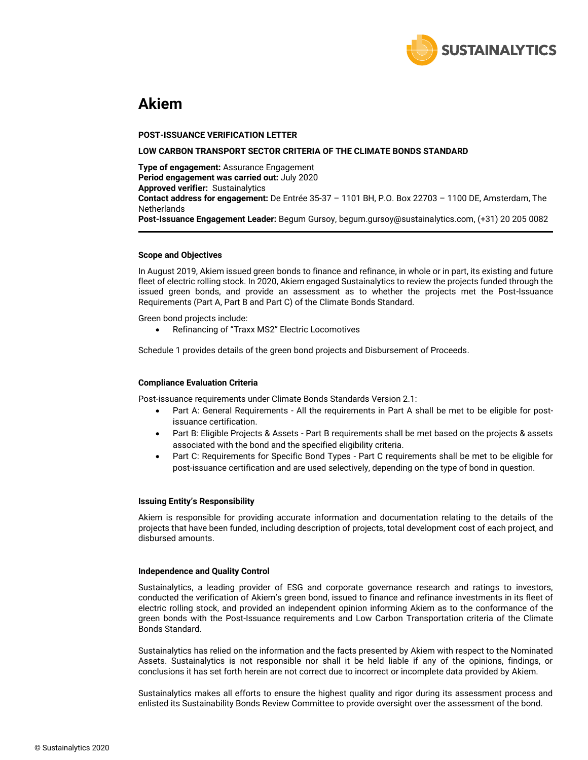# Akiem

**POST-ISSUANCE VERIFICATION LETTER**

**LOW CARBON TRANSPORT SECTOR CRITERIA OF THE CLIMATE BONDS STANDARD**

**Type of engagement:** Assurance Engagement
**Period engagement was carried out:** July 2020
**Approved verifier:** Sustainalytics
**Contact address for engagement:** De Entrée 35-37 – 1101 BH, P.O. Box 22703 – 1100 DE, Amsterdam, The Netherlands
**Post-Issuance Engagement Leader:** Begum Gursoy, begum.gursoy@sustainalytics.com, (+31) 20 205 0082

---

### Scope and Objectives

In August 2019, Akiem issued green bonds to finance and refinance, in whole or in part, its existing and future fleet of electric rolling stock. In 2020, Akiem engaged Sustainalytics to review the projects funded through the issued green bonds, and provide an assessment as to whether the projects met the Post-Issuance Requirements (Part A, Part B and Part C) of the Climate Bonds Standard.

Green bond projects include:

- Refinancing of "Traxx MS2" Electric Locomotives

Schedule 1 provides details of the green bond projects and Disbursement of Proceeds.

### Compliance Evaluation Criteria

Post-issuance requirements under Climate Bonds Standards Version 2.1:

- Part A: General Requirements - All the requirements in Part A shall be met to be eligible for post-issuance certification.
- Part B: Eligible Projects & Assets - Part B requirements shall be met based on the projects & assets associated with the bond and the specified eligibility criteria.
- Part C: Requirements for Specific Bond Types - Part C requirements shall be met to be eligible for post-issuance certification and are used selectively, depending on the type of bond in question.

### Issuing Entity's Responsibility

Akiem is responsible for providing accurate information and documentation relating to the details of the projects that have been funded, including description of projects, total development cost of each project, and disbursed amounts.

### Independence and Quality Control

Sustainalytics, a leading provider of ESG and corporate governance research and ratings to investors, conducted the verification of Akiem's green bond, issued to finance and refinance investments in its fleet of electric rolling stock, and provided an independent opinion informing Akiem as to the conformance of the green bonds with the Post-Issuance requirements and Low Carbon Transportation criteria of the Climate Bonds Standard.

Sustainalytics has relied on the information and the facts presented by Akiem with respect to the Nominated Assets. Sustainalytics is not responsible nor shall it be held liable if any of the opinions, findings, or conclusions it has set forth herein are not correct due to incorrect or incomplete data provided by Akiem.

Sustainalytics makes all efforts to ensure the highest quality and rigor during its assessment process and enlisted its Sustainability Bonds Review Committee to provide oversight over the assessment of the bond.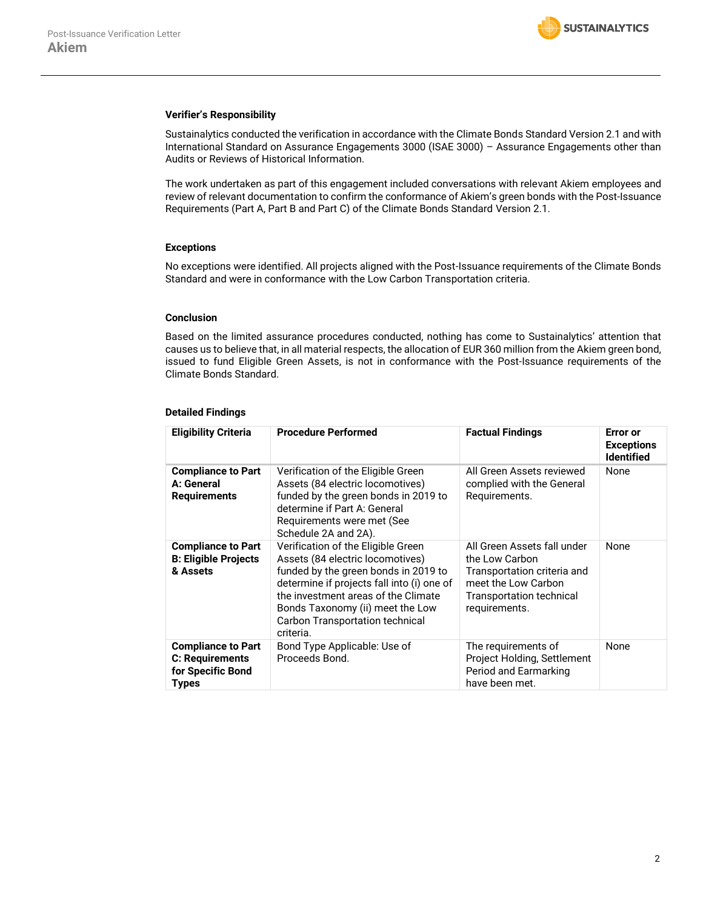### Verifier's Responsibility

Sustainalytics conducted the verification in accordance with the Climate Bonds Standard Version 2.1 and with International Standard on Assurance Engagements 3000 (ISAE 3000) – Assurance Engagements other than Audits or Reviews of Historical Information.

The work undertaken as part of this engagement included conversations with relevant Akiem employees and review of relevant documentation to confirm the conformance of Akiem's green bonds with the Post-Issuance Requirements (Part A, Part B and Part C) of the Climate Bonds Standard Version 2.1.

### Exceptions

No exceptions were identified. All projects aligned with the Post-Issuance requirements of the Climate Bonds Standard and were in conformance with the Low Carbon Transportation criteria.

### Conclusion

Based on the limited assurance procedures conducted, nothing has come to Sustainalytics' attention that causes us to believe that, in all material respects, the allocation of EUR 360 million from the Akiem green bond, issued to fund Eligible Green Assets, is not in conformance with the Post-Issuance requirements of the Climate Bonds Standard.

### Detailed Findings

| Eligibility Criteria | Procedure Performed | Factual Findings | Error or Exceptions Identified |
|---|---|---|---|
| **Compliance to Part A: General Requirements** | Verification of the Eligible Green Assets (84 electric locomotives) funded by the green bonds in 2019 to determine if Part A: General Requirements were met (See Schedule 2A and 2A). | All Green Assets reviewed complied with the General Requirements. | None |
| **Compliance to Part B: Eligible Projects & Assets** | Verification of the Eligible Green Assets (84 electric locomotives) funded by the green bonds in 2019 to determine if projects fall into (i) one of the investment areas of the Climate Bonds Taxonomy (ii) meet the Low Carbon Transportation technical criteria. | All Green Assets fall under the Low Carbon Transportation criteria and meet the Low Carbon Transportation technical requirements. | None |
| **Compliance to Part C: Requirements for Specific Bond Types** | Bond Type Applicable: Use of Proceeds Bond. | The requirements of Project Holding, Settlement Period and Earmarking have been met. | None |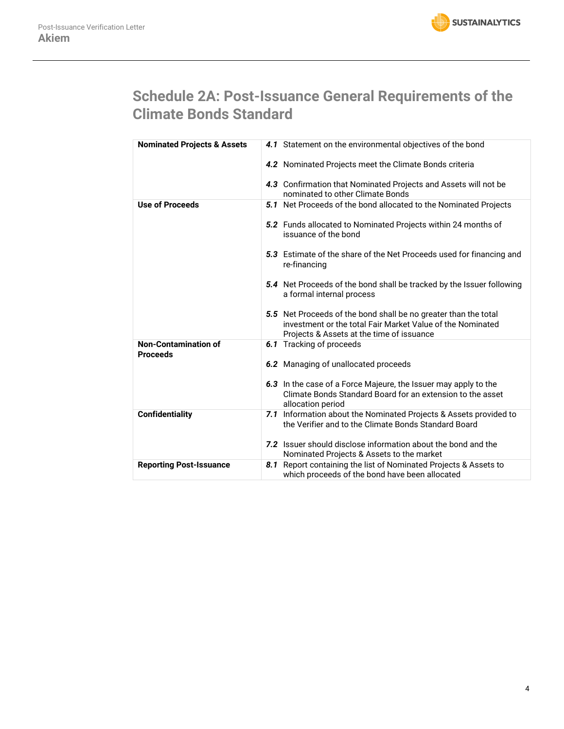# Schedule 2A: Post-Issuance General Requirements of the Climate Bonds Standard

| | |
|---|---|
| **Nominated Projects & Assets** | ***4.1*** Statement on the environmental objectives of the bond<br><br>***4.2*** Nominated Projects meet the Climate Bonds criteria<br><br>***4.3*** Confirmation that Nominated Projects and Assets will not be nominated to other Climate Bonds |
| **Use of Proceeds** | ***5.1*** Net Proceeds of the bond allocated to the Nominated Projects<br><br>***5.2*** Funds allocated to Nominated Projects within 24 months of issuance of the bond<br><br>***5.3*** Estimate of the share of the Net Proceeds used for financing and re-financing<br><br>***5.4*** Net Proceeds of the bond shall be tracked by the Issuer following a formal internal process<br><br>***5.5*** Net Proceeds of the bond shall be no greater than the total investment or the total Fair Market Value of the Nominated Projects & Assets at the time of issuance |
| **Non-Contamination of Proceeds** | ***6.1*** Tracking of proceeds<br><br>***6.2*** Managing of unallocated proceeds<br><br>***6.3*** In the case of a Force Majeure, the Issuer may apply to the Climate Bonds Standard Board for an extension to the asset allocation period |
| **Confidentiality** | ***7.1*** Information about the Nominated Projects & Assets provided to the Verifier and to the Climate Bonds Standard Board<br><br>***7.2*** Issuer should disclose information about the bond and the Nominated Projects & Assets to the market |
| **Reporting Post-Issuance** | ***8.1*** Report containing the list of Nominated Projects & Assets to which proceeds of the bond have been allocated |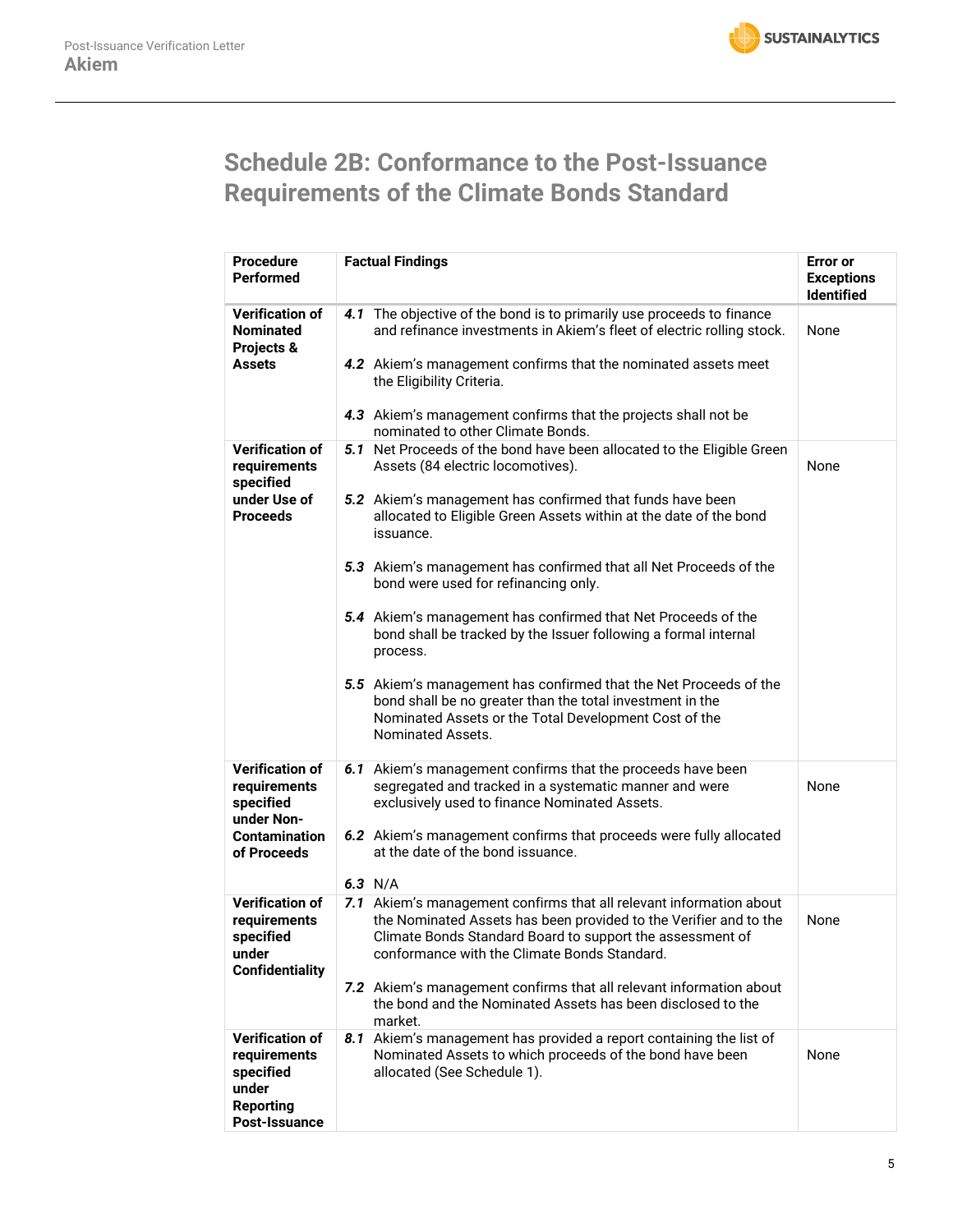## Schedule 2B: Conformance to the Post-Issuance Requirements of the Climate Bonds Standard

| Procedure Performed | Factual Findings | Error or Exceptions Identified |
|---|---|---|
| **Verification of Nominated Projects & Assets** | ***4.1*** The objective of the bond is to primarily use proceeds to finance and refinance investments in Akiem's fleet of electric rolling stock.<br><br>***4.2*** Akiem's management confirms that the nominated assets meet the Eligibility Criteria.<br><br>***4.3*** Akiem's management confirms that the projects shall not be nominated to other Climate Bonds. | None |
| **Verification of requirements specified under Use of Proceeds** | ***5.1*** Net Proceeds of the bond have been allocated to the Eligible Green Assets (84 electric locomotives).<br><br>***5.2*** Akiem's management has confirmed that funds have been allocated to Eligible Green Assets within at the date of the bond issuance.<br><br>***5.3*** Akiem's management has confirmed that all Net Proceeds of the bond were used for refinancing only.<br><br>***5.4*** Akiem's management has confirmed that Net Proceeds of the bond shall be tracked by the Issuer following a formal internal process.<br><br>***5.5*** Akiem's management has confirmed that the Net Proceeds of the bond shall be no greater than the total investment in the Nominated Assets or the Total Development Cost of the Nominated Assets. | None |
| **Verification of requirements specified under Non-Contamination of Proceeds** | ***6.1*** Akiem's management confirms that the proceeds have been segregated and tracked in a systematic manner and were exclusively used to finance Nominated Assets.<br><br>***6.2*** Akiem's management confirms that proceeds were fully allocated at the date of the bond issuance.<br><br>***6.3*** N/A | None |
| **Verification of requirements specified under Confidentiality** | ***7.1*** Akiem's management confirms that all relevant information about the Nominated Assets has been provided to the Verifier and to the Climate Bonds Standard Board to support the assessment of conformance with the Climate Bonds Standard.<br><br>***7.2*** Akiem's management confirms that all relevant information about the bond and the Nominated Assets has been disclosed to the market. | None |
| **Verification of requirements specified under Reporting Post-Issuance** | ***8.1*** Akiem's management has provided a report containing the list of Nominated Assets to which proceeds of the bond have been allocated (See Schedule 1). | None |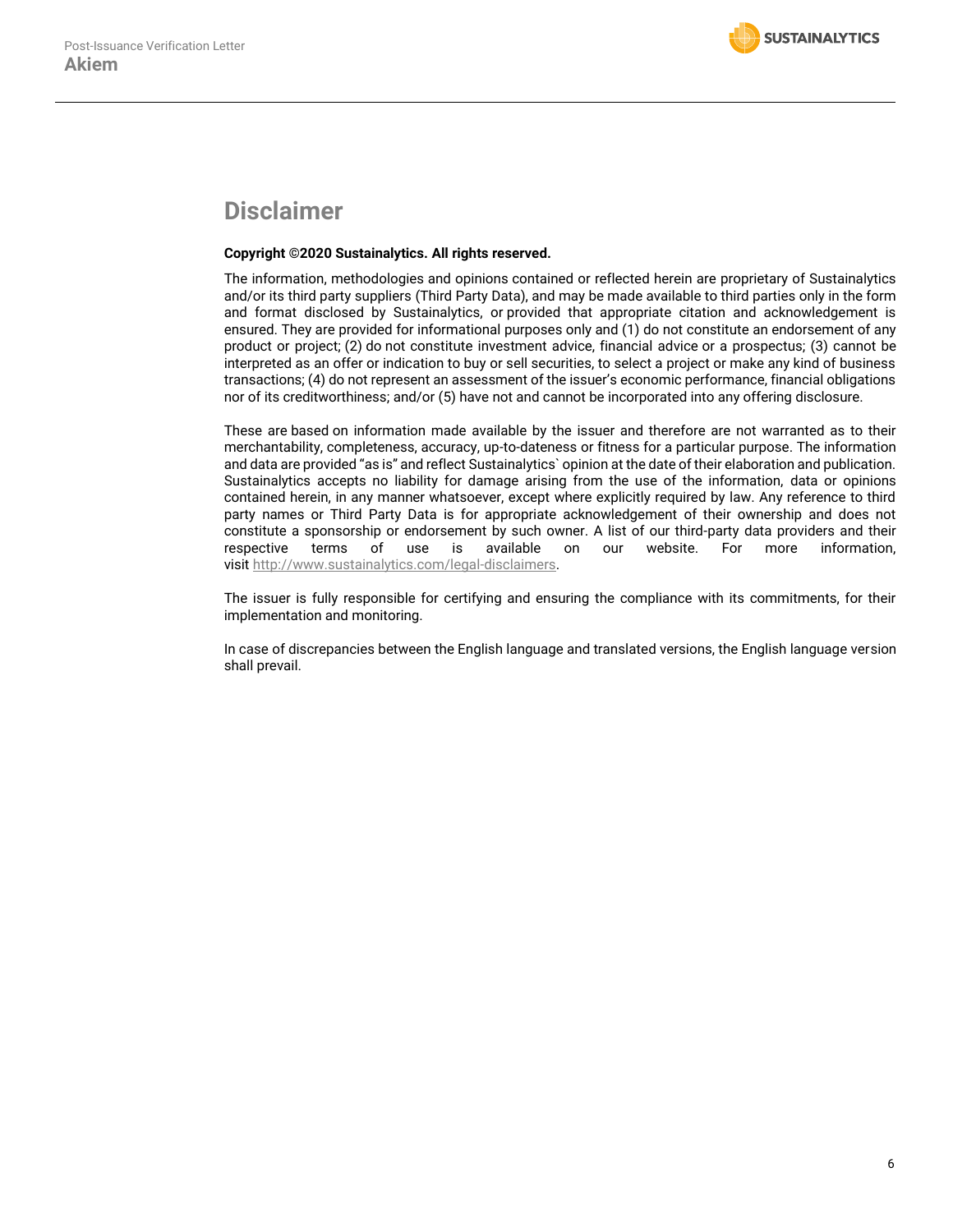## Disclaimer

**Copyright ©2020 Sustainalytics. All rights reserved.**

The information, methodologies and opinions contained or reflected herein are proprietary of Sustainalytics and/or its third party suppliers (Third Party Data), and may be made available to third parties only in the form and format disclosed by Sustainalytics, or provided that appropriate citation and acknowledgement is ensured. They are provided for informational purposes only and (1) do not constitute an endorsement of any product or project; (2) do not constitute investment advice, financial advice or a prospectus; (3) cannot be interpreted as an offer or indication to buy or sell securities, to select a project or make any kind of business transactions; (4) do not represent an assessment of the issuer's economic performance, financial obligations nor of its creditworthiness; and/or (5) have not and cannot be incorporated into any offering disclosure.

These are based on information made available by the issuer and therefore are not warranted as to their merchantability, completeness, accuracy, up-to-dateness or fitness for a particular purpose. The information and data are provided "as is" and reflect Sustainalytics` opinion at the date of their elaboration and publication. Sustainalytics accepts no liability for damage arising from the use of the information, data or opinions contained herein, in any manner whatsoever, except where explicitly required by law. Any reference to third party names or Third Party Data is for appropriate acknowledgement of their ownership and does not constitute a sponsorship or endorsement by such owner. A list of our third-party data providers and their respective terms of use is available on our website. For more information, visit http://www.sustainalytics.com/legal-disclaimers.

The issuer is fully responsible for certifying and ensuring the compliance with its commitments, for their implementation and monitoring.

In case of discrepancies between the English language and translated versions, the English language version shall prevail.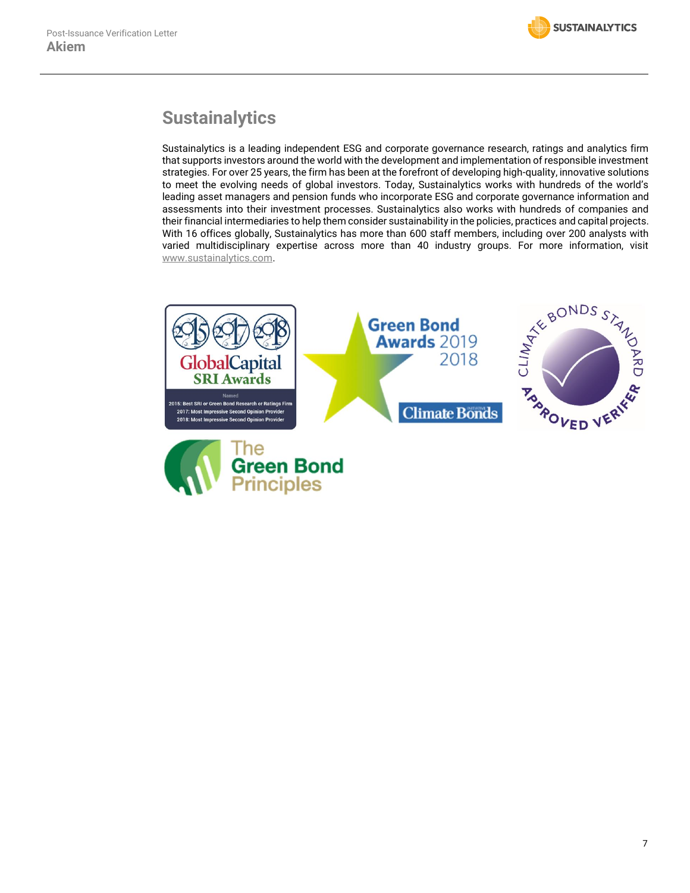## Sustainalytics

Sustainalytics is a leading independent ESG and corporate governance research, ratings and analytics firm that supports investors around the world with the development and implementation of responsible investment strategies. For over 25 years, the firm has been at the forefront of developing high-quality, innovative solutions to meet the evolving needs of global investors. Today, Sustainalytics works with hundreds of the world's leading asset managers and pension funds who incorporate ESG and corporate governance information and assessments into their investment processes. Sustainalytics also works with hundreds of companies and their financial intermediaries to help them consider sustainability in the policies, practices and capital projects. With 16 offices globally, Sustainalytics has more than 600 staff members, including over 200 analysts with varied multidisciplinary expertise across more than 40 industry groups. For more information, visit www.sustainalytics.com.